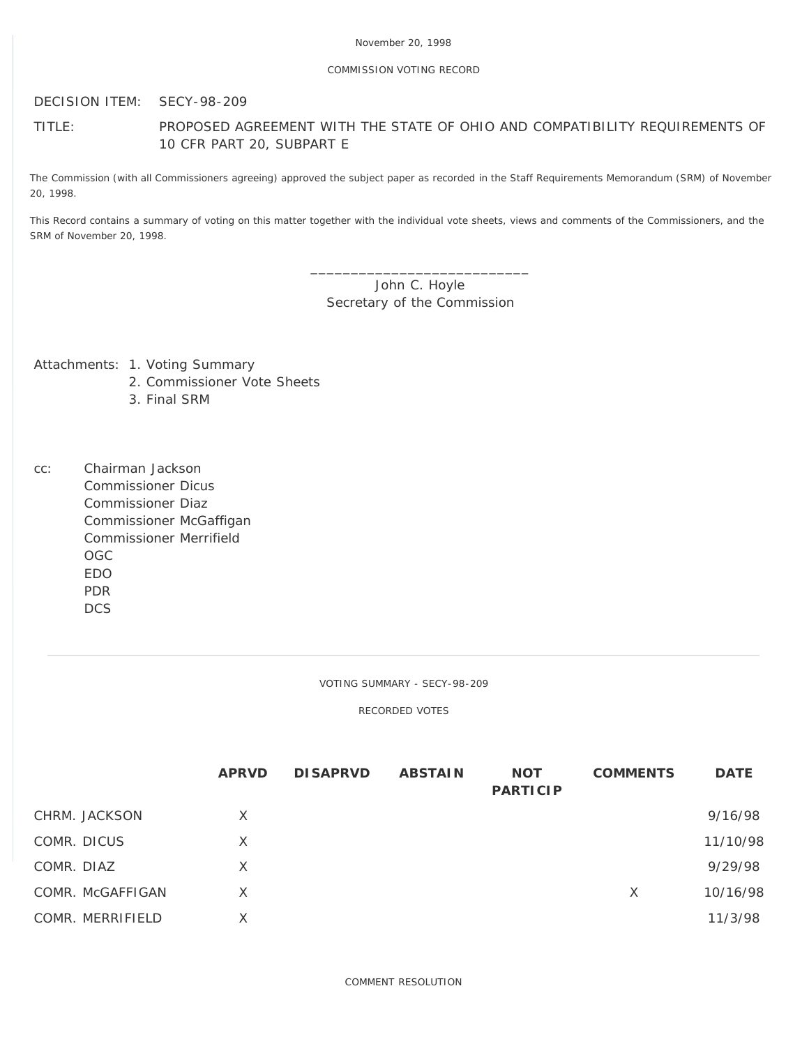November 20, 1998

COMMISSION VOTING RECORD

DECISION ITEM: SECY-98-209

TITLE: PROPOSED AGREEMENT WITH THE STATE OF OHIO AND COMPATIBILITY REQUIREMENTS OF 10 CFR PART 20, SUBPART E

The Commission (with all Commissioners agreeing) approved the subject paper as recorded in the Staff Requirements Memorandum (SRM) of November 20, 1998.

This Record contains a summary of voting on this matter together with the individual vote sheets, views and comments of the Commissioners, and the SRM of November 20, 1998.

\_\_\_\_\_\_\_\_\_\_\_\_\_\_\_\_\_\_\_\_\_\_\_\_\_\_\_
John C. Hoyle
Secretary of the Commission

Attachments:
1. Voting Summary
2. Commissioner Vote Sheets
3. Final SRM

cc:
Chairman Jackson
Commissioner Dicus
Commissioner Diaz
Commissioner McGaffigan
Commissioner Merrifield
OGC
EDO
PDR
DCS

---

VOTING SUMMARY - SECY-98-209

RECORDED VOTES

| | APRVD | DISAPRVD | ABSTAIN | NOT PARTICIP | COMMENTS | DATE |
|---|---|---|---|---|---|---|
| CHRM. JACKSON | X | | | | | 9/16/98 |
| COMR. DICUS | X | | | | | 11/10/98 |
| COMR. DIAZ | X | | | | | 9/29/98 |
| COMR. McGAFFIGAN | X | | | | X | 10/16/98 |
| COMR. MERRIFIELD | X | | | | | 11/3/98 |

COMMENT RESOLUTION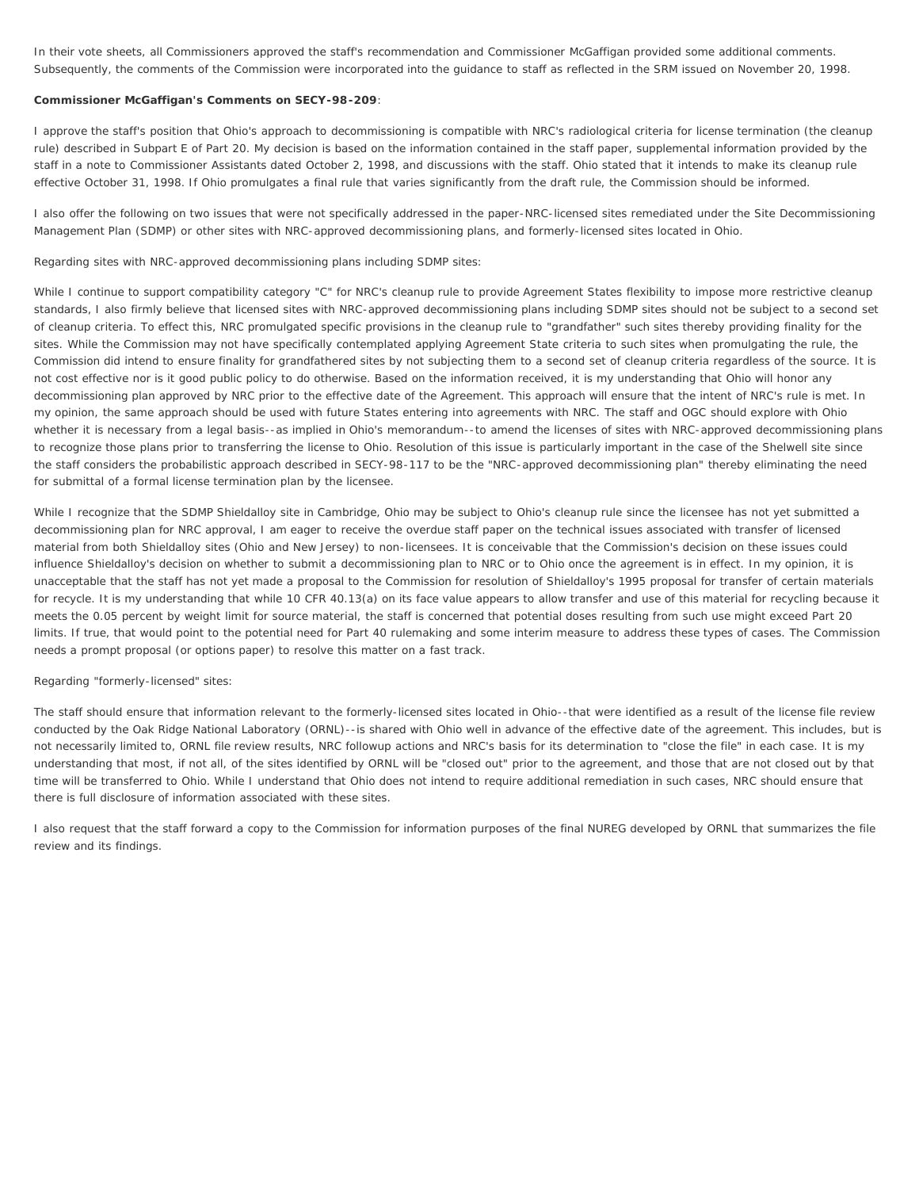In their vote sheets, all Commissioners approved the staff's recommendation and Commissioner McGaffigan provided some additional comments. Subsequently, the comments of the Commission were incorporated into the guidance to staff as reflected in the SRM issued on November 20, 1998.

**Commissioner McGaffigan's Comments on SECY-98-209**:

I approve the staff's position that Ohio's approach to decommissioning is compatible with NRC's radiological criteria for license termination (the cleanup rule) described in Subpart E of Part 20. My decision is based on the information contained in the staff paper, supplemental information provided by the staff in a note to Commissioner Assistants dated October 2, 1998, and discussions with the staff. Ohio stated that it intends to make its cleanup rule effective October 31, 1998. If Ohio promulgates a final rule that varies significantly from the draft rule, the Commission should be informed.

I also offer the following on two issues that were not specifically addressed in the paper-NRC-licensed sites remediated under the Site Decommissioning Management Plan (SDMP) or other sites with NRC-approved decommissioning plans, and formerly-licensed sites located in Ohio.

Regarding sites with NRC-approved decommissioning plans including SDMP sites:

While I continue to support compatibility category "C" for NRC's cleanup rule to provide Agreement States flexibility to impose more restrictive cleanup standards, I also firmly believe that licensed sites with NRC-approved decommissioning plans including SDMP sites should not be subject to a second set of cleanup criteria. To effect this, NRC promulgated specific provisions in the cleanup rule to "grandfather" such sites thereby providing finality for the sites. While the Commission may not have specifically contemplated applying Agreement State criteria to such sites when promulgating the rule, the Commission did intend to ensure finality for grandfathered sites by not subjecting them to a second set of cleanup criteria regardless of the source. It is not cost effective nor is it good public policy to do otherwise. Based on the information received, it is my understanding that Ohio will honor any decommissioning plan approved by NRC prior to the effective date of the Agreement. This approach will ensure that the intent of NRC's rule is met. In my opinion, the same approach should be used with future States entering into agreements with NRC. The staff and OGC should explore with Ohio whether it is necessary from a legal basis--as implied in Ohio's memorandum--to amend the licenses of sites with NRC-approved decommissioning plans to recognize those plans prior to transferring the license to Ohio. Resolution of this issue is particularly important in the case of the Shelwell site since the staff considers the probabilistic approach described in SECY-98-117 to be the "NRC-approved decommissioning plan" thereby eliminating the need for submittal of a formal license termination plan by the licensee.

While I recognize that the SDMP Shieldalloy site in Cambridge, Ohio may be subject to Ohio's cleanup rule since the licensee has not yet submitted a decommissioning plan for NRC approval, I am eager to receive the overdue staff paper on the technical issues associated with transfer of licensed material from both Shieldalloy sites (Ohio and New Jersey) to non-licensees. It is conceivable that the Commission's decision on these issues could influence Shieldalloy's decision on whether to submit a decommissioning plan to NRC or to Ohio once the agreement is in effect. In my opinion, it is unacceptable that the staff has not yet made a proposal to the Commission for resolution of Shieldalloy's 1995 proposal for transfer of certain materials for recycle. It is my understanding that while 10 CFR 40.13(a) on its face value appears to allow transfer and use of this material for recycling because it meets the 0.05 percent by weight limit for source material, the staff is concerned that potential doses resulting from such use might exceed Part 20 limits. If true, that would point to the potential need for Part 40 rulemaking and some interim measure to address these types of cases. The Commission needs a prompt proposal (or options paper) to resolve this matter on a fast track.

Regarding "formerly-licensed" sites:

The staff should ensure that information relevant to the formerly-licensed sites located in Ohio--that were identified as a result of the license file review conducted by the Oak Ridge National Laboratory (ORNL)--is shared with Ohio well in advance of the effective date of the agreement. This includes, but is not necessarily limited to, ORNL file review results, NRC followup actions and NRC's basis for its determination to "close the file" in each case. It is my understanding that most, if not all, of the sites identified by ORNL will be "closed out" prior to the agreement, and those that are not closed out by that time will be transferred to Ohio. While I understand that Ohio does not intend to require additional remediation in such cases, NRC should ensure that there is full disclosure of information associated with these sites.

I also request that the staff forward a copy to the Commission for information purposes of the final NUREG developed by ORNL that summarizes the file review and its findings.